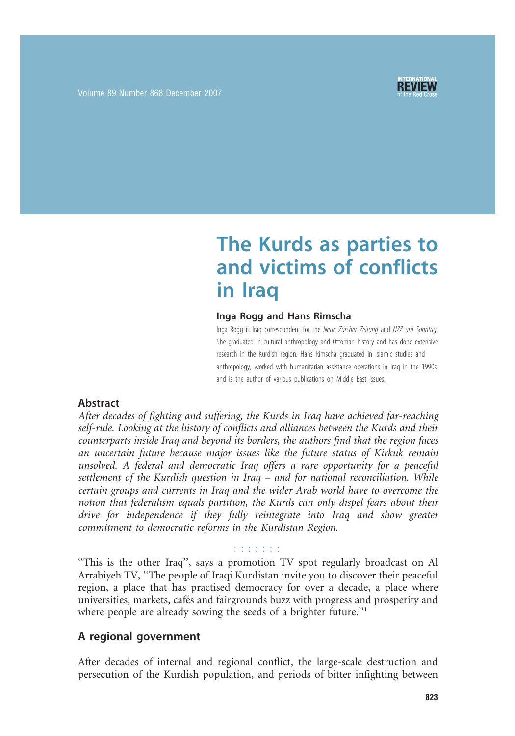# The Kurds as parties to and victims of conflicts in Iraq

**Inga Rogg and Hans Rimscha**

Inga Rogg is Iraq correspondent for the *Neue Zürcher Zeitung* and *NZZ am Sonntag*. She graduated in cultural anthropology and Ottoman history and has done extensive research in the Kurdish region. Hans Rimscha graduated in Islamic studies and anthropology, worked with humanitarian assistance operations in Iraq in the 1990s and is the author of various publications on Middle East issues.

### Abstract

*After decades of fighting and suffering, the Kurds in Iraq have achieved far-reaching self-rule. Looking at the history of conflicts and alliances between the Kurds and their counterparts inside Iraq and beyond its borders, the authors find that the region faces an uncertain future because major issues like the future status of Kirkuk remain unsolved. A federal and democratic Iraq offers a rare opportunity for a peaceful settlement of the Kurdish question in Iraq – and for national reconciliation. While certain groups and currents in Iraq and the wider Arab world have to overcome the notion that federalism equals partition, the Kurds can only dispel fears about their drive for independence if they fully reintegrate into Iraq and show greater commitment to democratic reforms in the Kurdistan Region.*

"This is the other Iraq", says a promotion TV spot regularly broadcast on Al Arrabiyeh TV, "The people of Iraqi Kurdistan invite you to discover their peaceful region, a place that has practised democracy for over a decade, a place where universities, markets, cafés and fairgrounds buzz with progress and prosperity and where people are already sowing the seeds of a brighter future."[1]

### A regional government

After decades of internal and regional conflict, the large-scale destruction and persecution of the Kurdish population, and periods of bitter infighting between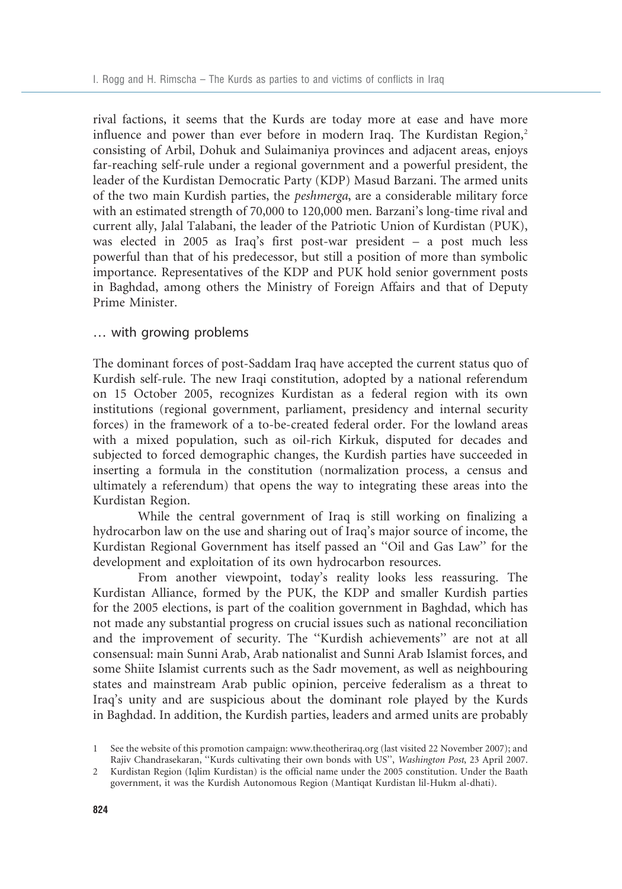rival factions, it seems that the Kurds are today more at ease and have more influence and power than ever before in modern Iraq. The Kurdistan Region,[2] consisting of Arbil, Dohuk and Sulaimaniya provinces and adjacent areas, enjoys far-reaching self-rule under a regional government and a powerful president, the leader of the Kurdistan Democratic Party (KDP) Masud Barzani. The armed units of the two main Kurdish parties, the *peshmerga*, are a considerable military force with an estimated strength of 70,000 to 120,000 men. Barzani's long-time rival and current ally, Jalal Talabani, the leader of the Patriotic Union of Kurdistan (PUK), was elected in 2005 as Iraq's first post-war president – a post much less powerful than that of his predecessor, but still a position of more than symbolic importance. Representatives of the KDP and PUK hold senior government posts in Baghdad, among others the Ministry of Foreign Affairs and that of Deputy Prime Minister.

## … with growing problems

The dominant forces of post-Saddam Iraq have accepted the current status quo of Kurdish self-rule. The new Iraqi constitution, adopted by a national referendum on 15 October 2005, recognizes Kurdistan as a federal region with its own institutions (regional government, parliament, presidency and internal security forces) in the framework of a to-be-created federal order. For the lowland areas with a mixed population, such as oil-rich Kirkuk, disputed for decades and subjected to forced demographic changes, the Kurdish parties have succeeded in inserting a formula in the constitution (normalization process, a census and ultimately a referendum) that opens the way to integrating these areas into the Kurdistan Region.

While the central government of Iraq is still working on finalizing a hydrocarbon law on the use and sharing out of Iraq's major source of income, the Kurdistan Regional Government has itself passed an "Oil and Gas Law" for the development and exploitation of its own hydrocarbon resources.

From another viewpoint, today's reality looks less reassuring. The Kurdistan Alliance, formed by the PUK, the KDP and smaller Kurdish parties for the 2005 elections, is part of the coalition government in Baghdad, which has not made any substantial progress on crucial issues such as national reconciliation and the improvement of security. The "Kurdish achievements" are not at all consensual: main Sunni Arab, Arab nationalist and Sunni Arab Islamist forces, and some Shiite Islamist currents such as the Sadr movement, as well as neighbouring states and mainstream Arab public opinion, perceive federalism as a threat to Iraq's unity and are suspicious about the dominant role played by the Kurds in Baghdad. In addition, the Kurdish parties, leaders and armed units are probably

1 See the website of this promotion campaign: www.theotheriraq.org (last visited 22 November 2007); and Rajiv Chandrasekaran, "Kurds cultivating their own bonds with US", *Washington Post*, 23 April 2007.

2 Kurdistan Region (Iqlim Kurdistan) is the official name under the 2005 constitution. Under the Baath government, it was the Kurdish Autonomous Region (Mantiqat Kurdistan lil-Hukm al-dhati).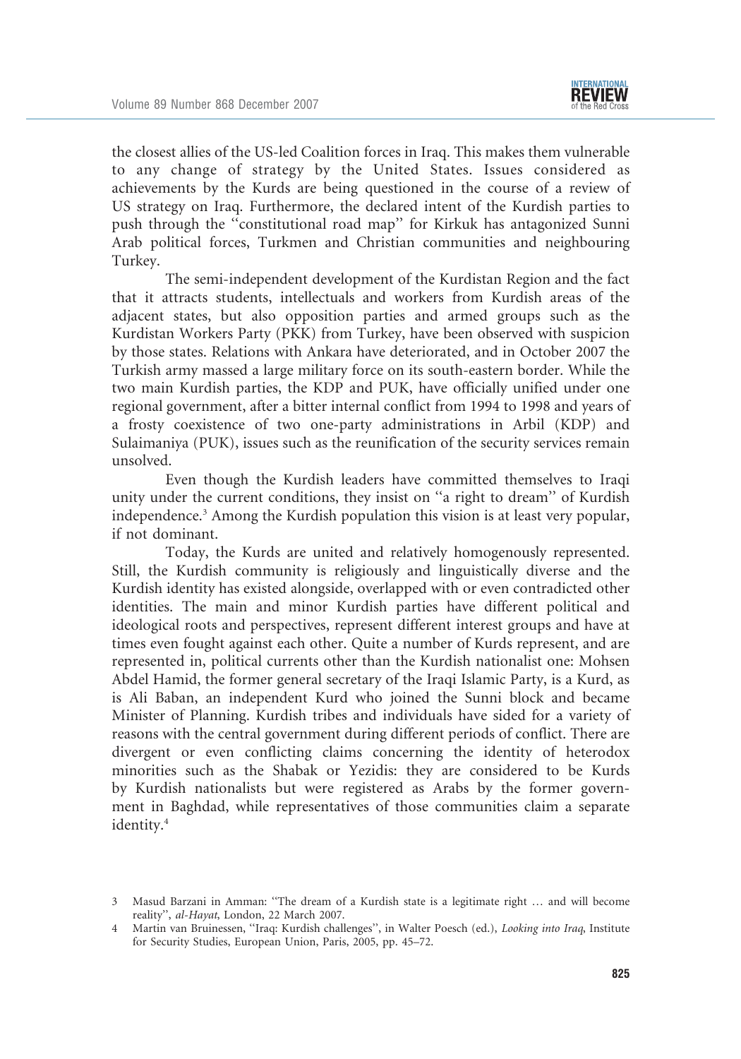the closest allies of the US-led Coalition forces in Iraq. This makes them vulnerable to any change of strategy by the United States. Issues considered as achievements by the Kurds are being questioned in the course of a review of US strategy on Iraq. Furthermore, the declared intent of the Kurdish parties to push through the "constitutional road map" for Kirkuk has antagonized Sunni Arab political forces, Turkmen and Christian communities and neighbouring Turkey.

The semi-independent development of the Kurdistan Region and the fact that it attracts students, intellectuals and workers from Kurdish areas of the adjacent states, but also opposition parties and armed groups such as the Kurdistan Workers Party (PKK) from Turkey, have been observed with suspicion by those states. Relations with Ankara have deteriorated, and in October 2007 the Turkish army massed a large military force on its south-eastern border. While the two main Kurdish parties, the KDP and PUK, have officially unified under one regional government, after a bitter internal conflict from 1994 to 1998 and years of a frosty coexistence of two one-party administrations in Arbil (KDP) and Sulaimaniya (PUK), issues such as the reunification of the security services remain unsolved.

Even though the Kurdish leaders have committed themselves to Iraqi unity under the current conditions, they insist on "a right to dream" of Kurdish independence.[3] Among the Kurdish population this vision is at least very popular, if not dominant.

Today, the Kurds are united and relatively homogenously represented. Still, the Kurdish community is religiously and linguistically diverse and the Kurdish identity has existed alongside, overlapped with or even contradicted other identities. The main and minor Kurdish parties have different political and ideological roots and perspectives, represent different interest groups and have at times even fought against each other. Quite a number of Kurds represent, and are represented in, political currents other than the Kurdish nationalist one: Mohsen Abdel Hamid, the former general secretary of the Iraqi Islamic Party, is a Kurd, as is Ali Baban, an independent Kurd who joined the Sunni block and became Minister of Planning. Kurdish tribes and individuals have sided for a variety of reasons with the central government during different periods of conflict. There are divergent or even conflicting claims concerning the identity of heterodox minorities such as the Shabak or Yezidis: they are considered to be Kurds by Kurdish nationalists but were registered as Arabs by the former government in Baghdad, while representatives of those communities claim a separate identity.[4]

3 Masud Barzani in Amman: "The dream of a Kurdish state is a legitimate right … and will become reality", *al-Hayat*, London, 22 March 2007.

4 Martin van Bruinessen, "Iraq: Kurdish challenges", in Walter Poesch (ed.), *Looking into Iraq*, Institute for Security Studies, European Union, Paris, 2005, pp. 45–72.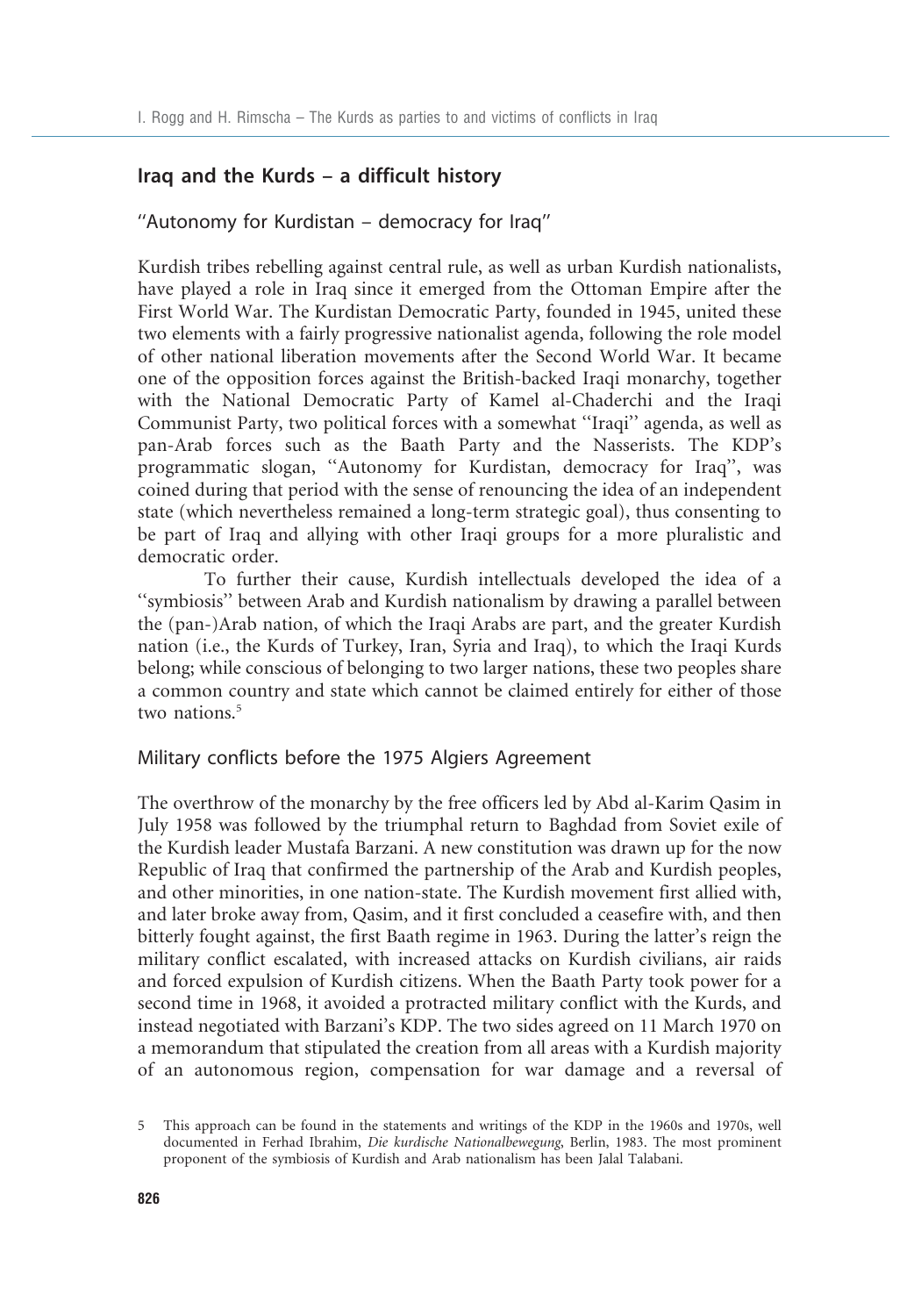## Iraq and the Kurds – a difficult history

### "Autonomy for Kurdistan – democracy for Iraq"

Kurdish tribes rebelling against central rule, as well as urban Kurdish nationalists, have played a role in Iraq since it emerged from the Ottoman Empire after the First World War. The Kurdistan Democratic Party, founded in 1945, united these two elements with a fairly progressive nationalist agenda, following the role model of other national liberation movements after the Second World War. It became one of the opposition forces against the British-backed Iraqi monarchy, together with the National Democratic Party of Kamel al-Chaderchi and the Iraqi Communist Party, two political forces with a somewhat "Iraqi" agenda, as well as pan-Arab forces such as the Baath Party and the Nasserists. The KDP's programmatic slogan, "Autonomy for Kurdistan, democracy for Iraq", was coined during that period with the sense of renouncing the idea of an independent state (which nevertheless remained a long-term strategic goal), thus consenting to be part of Iraq and allying with other Iraqi groups for a more pluralistic and democratic order.

To further their cause, Kurdish intellectuals developed the idea of a "symbiosis" between Arab and Kurdish nationalism by drawing a parallel between the (pan-)Arab nation, of which the Iraqi Arabs are part, and the greater Kurdish nation (i.e., the Kurds of Turkey, Iran, Syria and Iraq), to which the Iraqi Kurds belong; while conscious of belonging to two larger nations, these two peoples share a common country and state which cannot be claimed entirely for either of those two nations.[5]

### Military conflicts before the 1975 Algiers Agreement

The overthrow of the monarchy by the free officers led by Abd al-Karim Qasim in July 1958 was followed by the triumphal return to Baghdad from Soviet exile of the Kurdish leader Mustafa Barzani. A new constitution was drawn up for the now Republic of Iraq that confirmed the partnership of the Arab and Kurdish peoples, and other minorities, in one nation-state. The Kurdish movement first allied with, and later broke away from, Qasim, and it first concluded a ceasefire with, and then bitterly fought against, the first Baath regime in 1963. During the latter's reign the military conflict escalated, with increased attacks on Kurdish civilians, air raids and forced expulsion of Kurdish citizens. When the Baath Party took power for a second time in 1968, it avoided a protracted military conflict with the Kurds, and instead negotiated with Barzani's KDP. The two sides agreed on 11 March 1970 on a memorandum that stipulated the creation from all areas with a Kurdish majority of an autonomous region, compensation for war damage and a reversal of

5 This approach can be found in the statements and writings of the KDP in the 1960s and 1970s, well documented in Ferhad Ibrahim, *Die kurdische Nationalbewegung*, Berlin, 1983. The most prominent proponent of the symbiosis of Kurdish and Arab nationalism has been Jalal Talabani.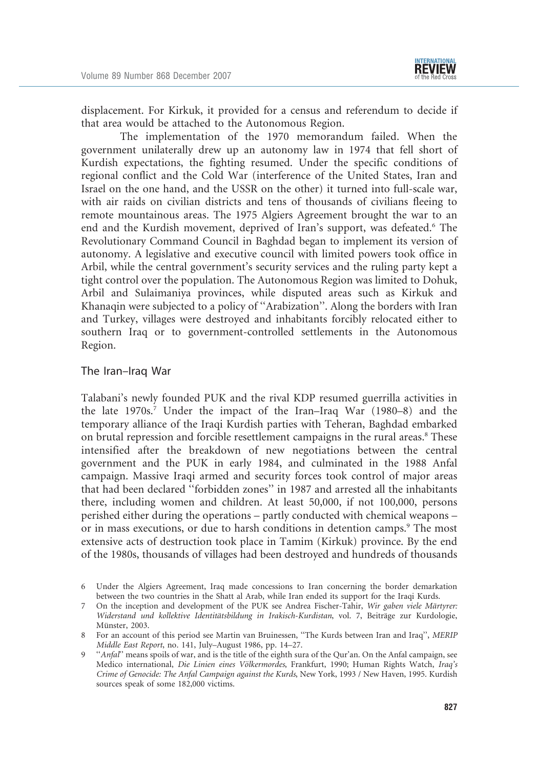displacement. For Kirkuk, it provided for a census and referendum to decide if that area would be attached to the Autonomous Region.

The implementation of the 1970 memorandum failed. When the government unilaterally drew up an autonomy law in 1974 that fell short of Kurdish expectations, the fighting resumed. Under the specific conditions of regional conflict and the Cold War (interference of the United States, Iran and Israel on the one hand, and the USSR on the other) it turned into full-scale war, with air raids on civilian districts and tens of thousands of civilians fleeing to remote mountainous areas. The 1975 Algiers Agreement brought the war to an end and the Kurdish movement, deprived of Iran's support, was defeated.[6] The Revolutionary Command Council in Baghdad began to implement its version of autonomy. A legislative and executive council with limited powers took office in Arbil, while the central government's security services and the ruling party kept a tight control over the population. The Autonomous Region was limited to Dohuk, Arbil and Sulaimaniya provinces, while disputed areas such as Kirkuk and Khanaqin were subjected to a policy of "Arabization". Along the borders with Iran and Turkey, villages were destroyed and inhabitants forcibly relocated either to southern Iraq or to government-controlled settlements in the Autonomous Region.

## The Iran–Iraq War

Talabani's newly founded PUK and the rival KDP resumed guerrilla activities in the late 1970s.[7] Under the impact of the Iran–Iraq War (1980–8) and the temporary alliance of the Iraqi Kurdish parties with Teheran, Baghdad embarked on brutal repression and forcible resettlement campaigns in the rural areas.[8] These intensified after the breakdown of new negotiations between the central government and the PUK in early 1984, and culminated in the 1988 Anfal campaign. Massive Iraqi armed and security forces took control of major areas that had been declared "forbidden zones" in 1987 and arrested all the inhabitants there, including women and children. At least 50,000, if not 100,000, persons perished either during the operations – partly conducted with chemical weapons – or in mass executions, or due to harsh conditions in detention camps.[9] The most extensive acts of destruction took place in Tamim (Kirkuk) province. By the end of the 1980s, thousands of villages had been destroyed and hundreds of thousands

---

6 Under the Algiers Agreement, Iraq made concessions to Iran concerning the border demarkation between the two countries in the Shatt al Arab, while Iran ended its support for the Iraqi Kurds.

7 On the inception and development of the PUK see Andrea Fischer-Tahir, *Wir gaben viele Märtyrer: Widerstand und kollektive Identitätsbildung in Irakisch-Kurdistan*, vol. 7, Beiträge zur Kurdologie, Münster, 2003.

8 For an account of this period see Martin van Bruinessen, "The Kurds between Iran and Iraq", *MERIP Middle East Report*, no. 141, July–August 1986, pp. 14–27.

9 "*Anfal*" means spoils of war, and is the title of the eighth sura of the Qur'an. On the Anfal campaign, see Medico international, *Die Linien eines Völkermordes*, Frankfurt, 1990; Human Rights Watch, *Iraq's Crime of Genocide: The Anfal Campaign against the Kurds*, New York, 1993 / New Haven, 1995. Kurdish sources speak of some 182,000 victims.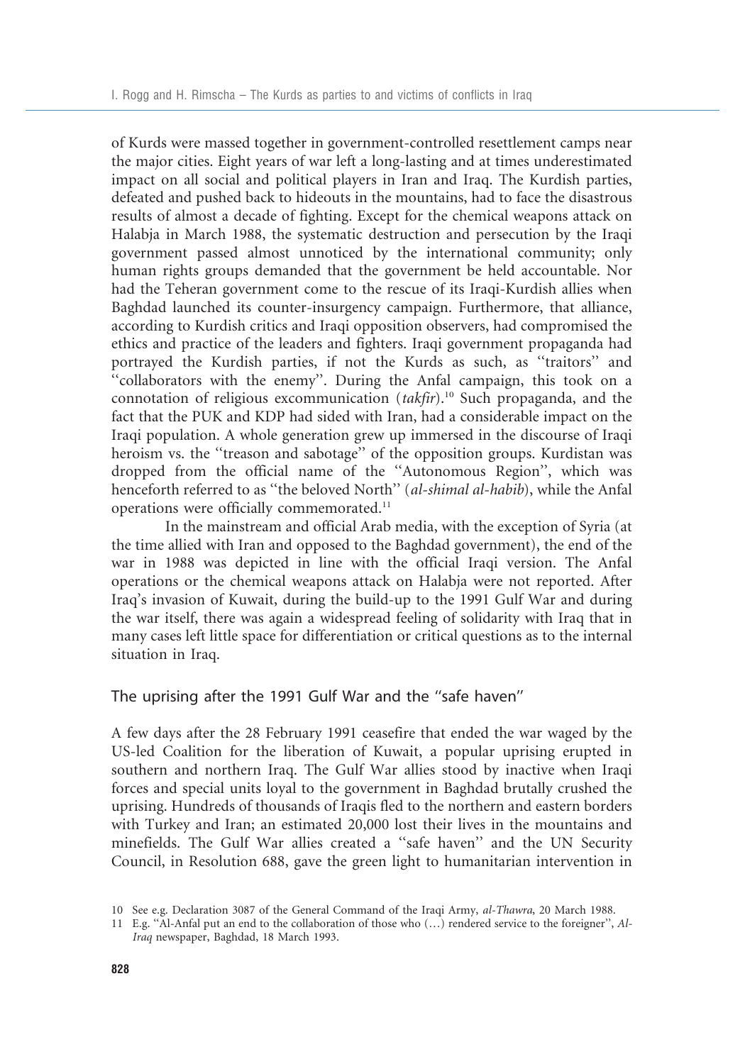of Kurds were massed together in government-controlled resettlement camps near the major cities. Eight years of war left a long-lasting and at times underestimated impact on all social and political players in Iran and Iraq. The Kurdish parties, defeated and pushed back to hideouts in the mountains, had to face the disastrous results of almost a decade of fighting. Except for the chemical weapons attack on Halabja in March 1988, the systematic destruction and persecution by the Iraqi government passed almost unnoticed by the international community; only human rights groups demanded that the government be held accountable. Nor had the Teheran government come to the rescue of its Iraqi-Kurdish allies when Baghdad launched its counter-insurgency campaign. Furthermore, that alliance, according to Kurdish critics and Iraqi opposition observers, had compromised the ethics and practice of the leaders and fighters. Iraqi government propaganda had portrayed the Kurdish parties, if not the Kurds as such, as "traitors" and "collaborators with the enemy". During the Anfal campaign, this took on a connotation of religious excommunication (*takfir*).[10] Such propaganda, and the fact that the PUK and KDP had sided with Iran, had a considerable impact on the Iraqi population. A whole generation grew up immersed in the discourse of Iraqi heroism vs. the "treason and sabotage" of the opposition groups. Kurdistan was dropped from the official name of the "Autonomous Region", which was henceforth referred to as "the beloved North" (*al-shimal al-habib*), while the Anfal operations were officially commemorated.[11]

In the mainstream and official Arab media, with the exception of Syria (at the time allied with Iran and opposed to the Baghdad government), the end of the war in 1988 was depicted in line with the official Iraqi version. The Anfal operations or the chemical weapons attack on Halabja were not reported. After Iraq's invasion of Kuwait, during the build-up to the 1991 Gulf War and during the war itself, there was again a widespread feeling of solidarity with Iraq that in many cases left little space for differentiation or critical questions as to the internal situation in Iraq.

## The uprising after the 1991 Gulf War and the "safe haven"

A few days after the 28 February 1991 ceasefire that ended the war waged by the US-led Coalition for the liberation of Kuwait, a popular uprising erupted in southern and northern Iraq. The Gulf War allies stood by inactive when Iraqi forces and special units loyal to the government in Baghdad brutally crushed the uprising. Hundreds of thousands of Iraqis fled to the northern and eastern borders with Turkey and Iran; an estimated 20,000 lost their lives in the mountains and minefields. The Gulf War allies created a "safe haven" and the UN Security Council, in Resolution 688, gave the green light to humanitarian intervention in

10 See e.g. Declaration 3087 of the General Command of the Iraqi Army, *al-Thawra*, 20 March 1988.

11 E.g. "Al-Anfal put an end to the collaboration of those who (…) rendered service to the foreigner", *Al-Iraq* newspaper, Baghdad, 18 March 1993.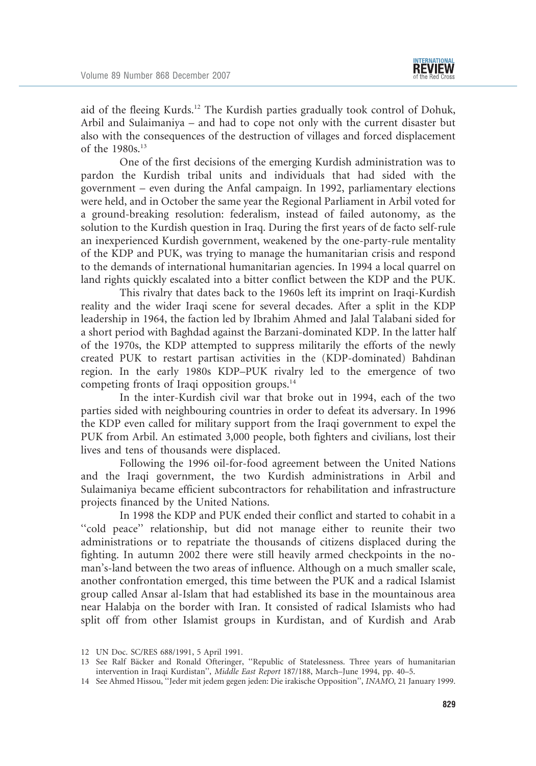aid of the fleeing Kurds.[12] The Kurdish parties gradually took control of Dohuk, Arbil and Sulaimaniya – and had to cope not only with the current disaster but also with the consequences of the destruction of villages and forced displacement of the 1980s.[13]

One of the first decisions of the emerging Kurdish administration was to pardon the Kurdish tribal units and individuals that had sided with the government – even during the Anfal campaign. In 1992, parliamentary elections were held, and in October the same year the Regional Parliament in Arbil voted for a ground-breaking resolution: federalism, instead of failed autonomy, as the solution to the Kurdish question in Iraq. During the first years of de facto self-rule an inexperienced Kurdish government, weakened by the one-party-rule mentality of the KDP and PUK, was trying to manage the humanitarian crisis and respond to the demands of international humanitarian agencies. In 1994 a local quarrel on land rights quickly escalated into a bitter conflict between the KDP and the PUK.

This rivalry that dates back to the 1960s left its imprint on Iraqi-Kurdish reality and the wider Iraqi scene for several decades. After a split in the KDP leadership in 1964, the faction led by Ibrahim Ahmed and Jalal Talabani sided for a short period with Baghdad against the Barzani-dominated KDP. In the latter half of the 1970s, the KDP attempted to suppress militarily the efforts of the newly created PUK to restart partisan activities in the (KDP-dominated) Bahdinan region. In the early 1980s KDP–PUK rivalry led to the emergence of two competing fronts of Iraqi opposition groups.[14]

In the inter-Kurdish civil war that broke out in 1994, each of the two parties sided with neighbouring countries in order to defeat its adversary. In 1996 the KDP even called for military support from the Iraqi government to expel the PUK from Arbil. An estimated 3,000 people, both fighters and civilians, lost their lives and tens of thousands were displaced.

Following the 1996 oil-for-food agreement between the United Nations and the Iraqi government, the two Kurdish administrations in Arbil and Sulaimaniya became efficient subcontractors for rehabilitation and infrastructure projects financed by the United Nations.

In 1998 the KDP and PUK ended their conflict and started to cohabit in a "cold peace" relationship, but did not manage either to reunite their two administrations or to repatriate the thousands of citizens displaced during the fighting. In autumn 2002 there were still heavily armed checkpoints in the no-man's-land between the two areas of influence. Although on a much smaller scale, another confrontation emerged, this time between the PUK and a radical Islamist group called Ansar al-Islam that had established its base in the mountainous area near Halabja on the border with Iran. It consisted of radical Islamists who had split off from other Islamist groups in Kurdistan, and of Kurdish and Arab

---

12 UN Doc. SC/RES 688/1991, 5 April 1991.

13 See Ralf Bäcker and Ronald Ofteringer, "Republic of Statelessness. Three years of humanitarian intervention in Iraqi Kurdistan", *Middle East Report* 187/188, March–June 1994, pp. 40–5.

14 See Ahmed Hissou, "Jeder mit jedem gegen jeden: Die irakische Opposition", *INAMO*, 21 January 1999.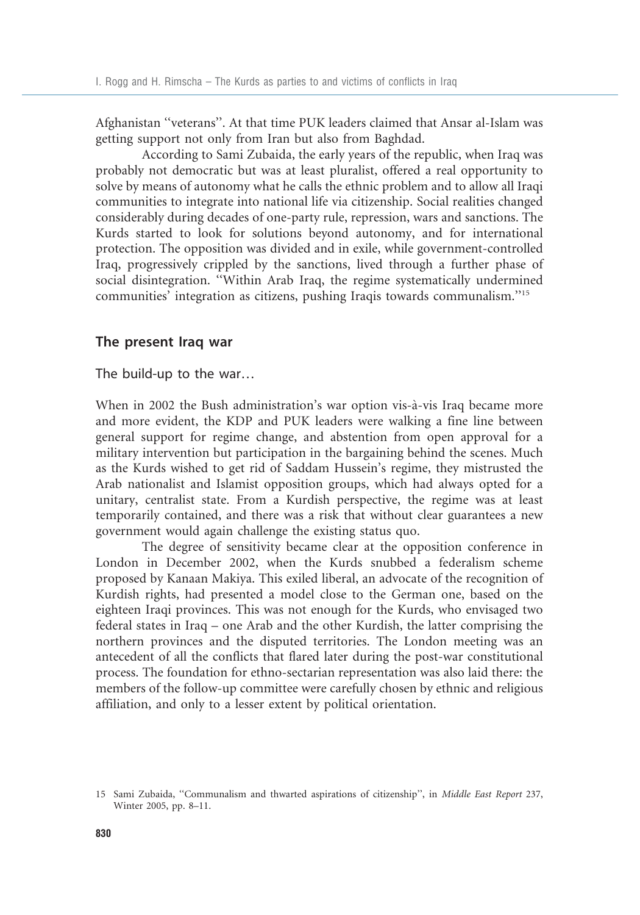Afghanistan "veterans". At that time PUK leaders claimed that Ansar al-Islam was getting support not only from Iran but also from Baghdad.

According to Sami Zubaida, the early years of the republic, when Iraq was probably not democratic but was at least pluralist, offered a real opportunity to solve by means of autonomy what he calls the ethnic problem and to allow all Iraqi communities to integrate into national life via citizenship. Social realities changed considerably during decades of one-party rule, repression, wars and sanctions. The Kurds started to look for solutions beyond autonomy, and for international protection. The opposition was divided and in exile, while government-controlled Iraq, progressively crippled by the sanctions, lived through a further phase of social disintegration. "Within Arab Iraq, the regime systematically undermined communities' integration as citizens, pushing Iraqis towards communalism."[15]

## The present Iraq war

### The build-up to the war…

When in 2002 the Bush administration's war option vis-à-vis Iraq became more and more evident, the KDP and PUK leaders were walking a fine line between general support for regime change, and abstention from open approval for a military intervention but participation in the bargaining behind the scenes. Much as the Kurds wished to get rid of Saddam Hussein's regime, they mistrusted the Arab nationalist and Islamist opposition groups, which had always opted for a unitary, centralist state. From a Kurdish perspective, the regime was at least temporarily contained, and there was a risk that without clear guarantees a new government would again challenge the existing status quo.

The degree of sensitivity became clear at the opposition conference in London in December 2002, when the Kurds snubbed a federalism scheme proposed by Kanaan Makiya. This exiled liberal, an advocate of the recognition of Kurdish rights, had presented a model close to the German one, based on the eighteen Iraqi provinces. This was not enough for the Kurds, who envisaged two federal states in Iraq – one Arab and the other Kurdish, the latter comprising the northern provinces and the disputed territories. The London meeting was an antecedent of all the conflicts that flared later during the post-war constitutional process. The foundation for ethno-sectarian representation was also laid there: the members of the follow-up committee were carefully chosen by ethnic and religious affiliation, and only to a lesser extent by political orientation.

15 Sami Zubaida, "Communalism and thwarted aspirations of citizenship", in *Middle East Report* 237, Winter 2005, pp. 8–11.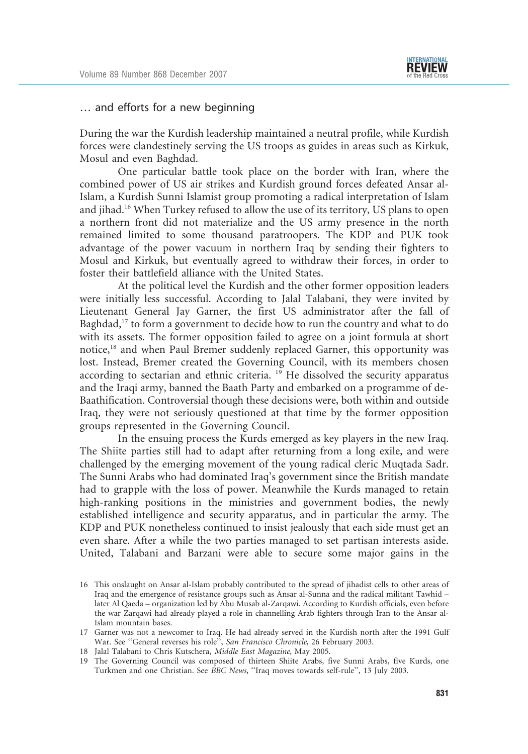## … and efforts for a new beginning

During the war the Kurdish leadership maintained a neutral profile, while Kurdish forces were clandestinely serving the US troops as guides in areas such as Kirkuk, Mosul and even Baghdad.

One particular battle took place on the border with Iran, where the combined power of US air strikes and Kurdish ground forces defeated Ansar al-Islam, a Kurdish Sunni Islamist group promoting a radical interpretation of Islam and jihad.[16] When Turkey refused to allow the use of its territory, US plans to open a northern front did not materialize and the US army presence in the north remained limited to some thousand paratroopers. The KDP and PUK took advantage of the power vacuum in northern Iraq by sending their fighters to Mosul and Kirkuk, but eventually agreed to withdraw their forces, in order to foster their battlefield alliance with the United States.

At the political level the Kurdish and the other former opposition leaders were initially less successful. According to Jalal Talabani, they were invited by Lieutenant General Jay Garner, the first US administrator after the fall of Baghdad,[17] to form a government to decide how to run the country and what to do with its assets. The former opposition failed to agree on a joint formula at short notice,[18] and when Paul Bremer suddenly replaced Garner, this opportunity was lost. Instead, Bremer created the Governing Council, with its members chosen according to sectarian and ethnic criteria.[19] He dissolved the security apparatus and the Iraqi army, banned the Baath Party and embarked on a programme of de-Baathification. Controversial though these decisions were, both within and outside Iraq, they were not seriously questioned at that time by the former opposition groups represented in the Governing Council.

In the ensuing process the Kurds emerged as key players in the new Iraq. The Shiite parties still had to adapt after returning from a long exile, and were challenged by the emerging movement of the young radical cleric Muqtada Sadr. The Sunni Arabs who had dominated Iraq's government since the British mandate had to grapple with the loss of power. Meanwhile the Kurds managed to retain high-ranking positions in the ministries and government bodies, the newly established intelligence and security apparatus, and in particular the army. The KDP and PUK nonetheless continued to insist jealously that each side must get an even share. After a while the two parties managed to set partisan interests aside. United, Talabani and Barzani were able to secure some major gains in the

---

16 This onslaught on Ansar al-Islam probably contributed to the spread of jihadist cells to other areas of Iraq and the emergence of resistance groups such as Ansar al-Sunna and the radical militant Tawhid – later Al Qaeda – organization led by Abu Musab al-Zarqawi. According to Kurdish officials, even before the war Zarqawi had already played a role in channelling Arab fighters through Iran to the Ansar al-Islam mountain bases.

17 Garner was not a newcomer to Iraq. He had already served in the Kurdish north after the 1991 Gulf War. See "General reverses his role", *San Francisco Chronicle*, 26 February 2003.

18 Jalal Talabani to Chris Kutschera, *Middle East Magazine*, May 2005.

19 The Governing Council was composed of thirteen Shiite Arabs, five Sunni Arabs, five Kurds, one Turkmen and one Christian. See *BBC News*, "Iraq moves towards self-rule", 13 July 2003.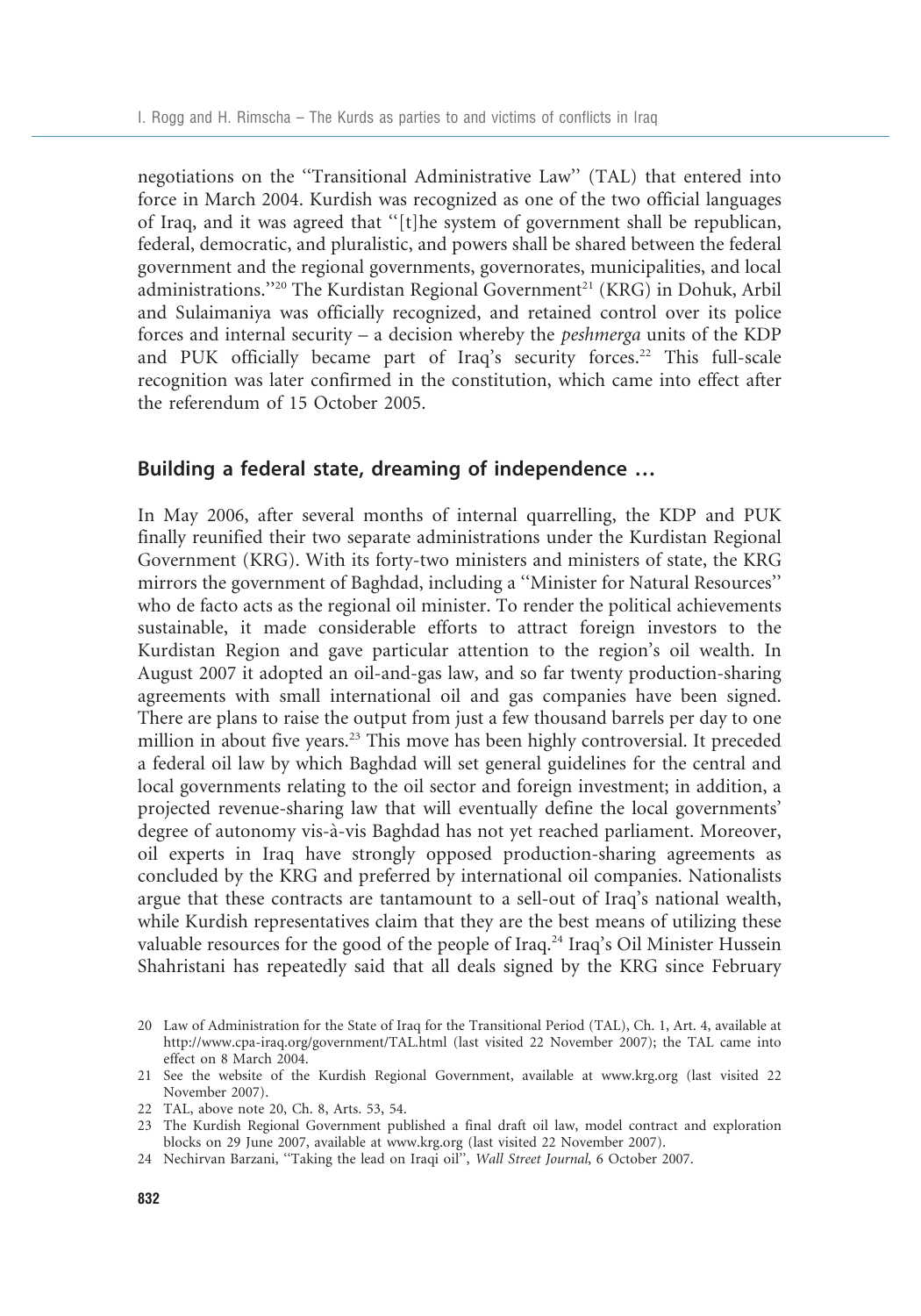negotiations on the "Transitional Administrative Law" (TAL) that entered into force in March 2004. Kurdish was recognized as one of the two official languages of Iraq, and it was agreed that "[t]he system of government shall be republican, federal, democratic, and pluralistic, and powers shall be shared between the federal government and the regional governments, governorates, municipalities, and local administrations."[20] The Kurdistan Regional Government[21] (KRG) in Dohuk, Arbil and Sulaimaniya was officially recognized, and retained control over its police forces and internal security – a decision whereby the *peshmerga* units of the KDP and PUK officially became part of Iraq's security forces.[22] This full-scale recognition was later confirmed in the constitution, which came into effect after the referendum of 15 October 2005.

## Building a federal state, dreaming of independence …

In May 2006, after several months of internal quarrelling, the KDP and PUK finally reunified their two separate administrations under the Kurdistan Regional Government (KRG). With its forty-two ministers and ministers of state, the KRG mirrors the government of Baghdad, including a "Minister for Natural Resources" who de facto acts as the regional oil minister. To render the political achievements sustainable, it made considerable efforts to attract foreign investors to the Kurdistan Region and gave particular attention to the region's oil wealth. In August 2007 it adopted an oil-and-gas law, and so far twenty production-sharing agreements with small international oil and gas companies have been signed. There are plans to raise the output from just a few thousand barrels per day to one million in about five years.[23] This move has been highly controversial. It preceded a federal oil law by which Baghdad will set general guidelines for the central and local governments relating to the oil sector and foreign investment; in addition, a projected revenue-sharing law that will eventually define the local governments' degree of autonomy vis-à-vis Baghdad has not yet reached parliament. Moreover, oil experts in Iraq have strongly opposed production-sharing agreements as concluded by the KRG and preferred by international oil companies. Nationalists argue that these contracts are tantamount to a sell-out of Iraq's national wealth, while Kurdish representatives claim that they are the best means of utilizing these valuable resources for the good of the people of Iraq.[24] Iraq's Oil Minister Hussein Shahristani has repeatedly said that all deals signed by the KRG since February

20 Law of Administration for the State of Iraq for the Transitional Period (TAL), Ch. 1, Art. 4, available at http://www.cpa-iraq.org/government/TAL.html (last visited 22 November 2007); the TAL came into effect on 8 March 2004.

21 See the website of the Kurdish Regional Government, available at www.krg.org (last visited 22 November 2007).

22 TAL, above note 20, Ch. 8, Arts. 53, 54.

23 The Kurdish Regional Government published a final draft oil law, model contract and exploration blocks on 29 June 2007, available at www.krg.org (last visited 22 November 2007).

24 Nechirvan Barzani, "Taking the lead on Iraqi oil", *Wall Street Journal*, 6 October 2007.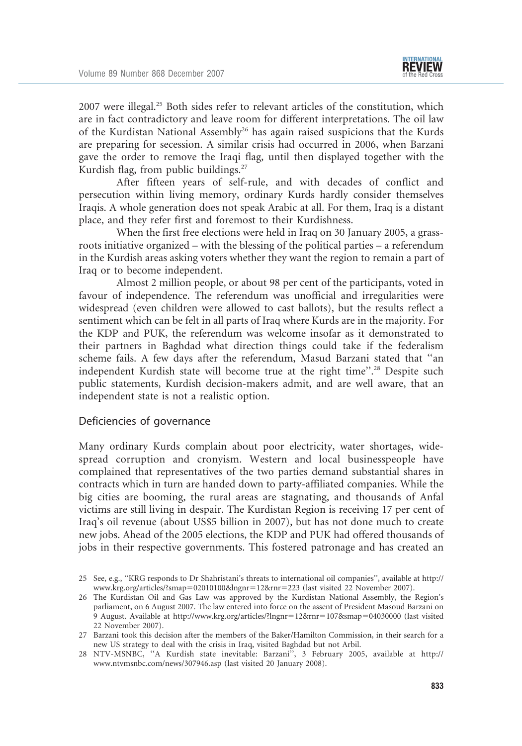2007 were illegal.[25] Both sides refer to relevant articles of the constitution, which are in fact contradictory and leave room for different interpretations. The oil law of the Kurdistan National Assembly[26] has again raised suspicions that the Kurds are preparing for secession. A similar crisis had occurred in 2006, when Barzani gave the order to remove the Iraqi flag, until then displayed together with the Kurdish flag, from public buildings.[27]

After fifteen years of self-rule, and with decades of conflict and persecution within living memory, ordinary Kurds hardly consider themselves Iraqis. A whole generation does not speak Arabic at all. For them, Iraq is a distant place, and they refer first and foremost to their Kurdishness.

When the first free elections were held in Iraq on 30 January 2005, a grass-roots initiative organized – with the blessing of the political parties – a referendum in the Kurdish areas asking voters whether they want the region to remain a part of Iraq or to become independent.

Almost 2 million people, or about 98 per cent of the participants, voted in favour of independence. The referendum was unofficial and irregularities were widespread (even children were allowed to cast ballots), but the results reflect a sentiment which can be felt in all parts of Iraq where Kurds are in the majority. For the KDP and PUK, the referendum was welcome insofar as it demonstrated to their partners in Baghdad what direction things could take if the federalism scheme fails. A few days after the referendum, Masud Barzani stated that "an independent Kurdish state will become true at the right time".[28] Despite such public statements, Kurdish decision-makers admit, and are well aware, that an independent state is not a realistic option.

## Deficiencies of governance

Many ordinary Kurds complain about poor electricity, water shortages, widespread corruption and cronyism. Western and local businesspeople have complained that representatives of the two parties demand substantial shares in contracts which in turn are handed down to party-affiliated companies. While the big cities are booming, the rural areas are stagnating, and thousands of Anfal victims are still living in despair. The Kurdistan Region is receiving 17 per cent of Iraq's oil revenue (about US$5 billion in 2007), but has not done much to create new jobs. Ahead of the 2005 elections, the KDP and PUK had offered thousands of jobs in their respective governments. This fostered patronage and has created an

---

25 See, e.g., "KRG responds to Dr Shahristani's threats to international oil companies", available at http://www.krg.org/articles/?smap=02010100&lngnr=12&rnr=223 (last visited 22 November 2007).

26 The Kurdistan Oil and Gas Law was approved by the Kurdistan National Assembly, the Region's parliament, on 6 August 2007. The law entered into force on the assent of President Masoud Barzani on 9 August. Available at http://www.krg.org/articles/?lngnr=12&rnr=107&smap=04030000 (last visited 22 November 2007).

27 Barzani took this decision after the members of the Baker/Hamilton Commission, in their search for a new US strategy to deal with the crisis in Iraq, visited Baghdad but not Arbil.

28 NTV-MSNBC, "A Kurdish state inevitable: Barzani", 3 February 2005, available at http://www.ntvmsnbc.com/news/307946.asp (last visited 20 January 2008).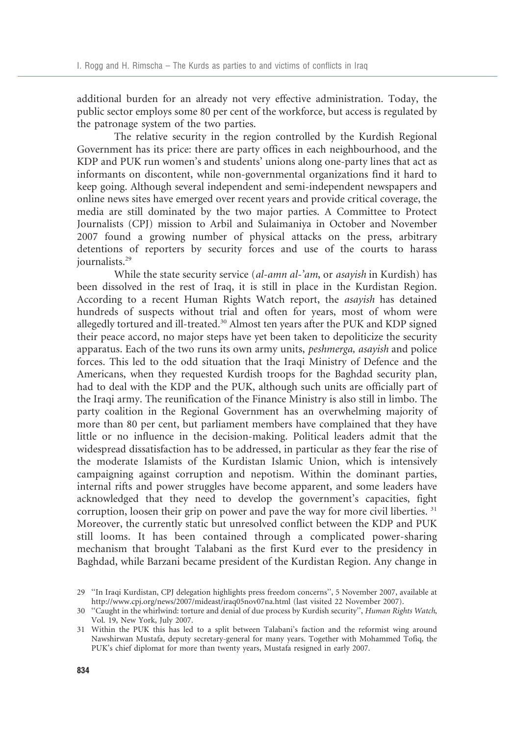additional burden for an already not very effective administration. Today, the public sector employs some 80 per cent of the workforce, but access is regulated by the patronage system of the two parties.

The relative security in the region controlled by the Kurdish Regional Government has its price: there are party offices in each neighbourhood, and the KDP and PUK run women's and students' unions along one-party lines that act as informants on discontent, while non-governmental organizations find it hard to keep going. Although several independent and semi-independent newspapers and online news sites have emerged over recent years and provide critical coverage, the media are still dominated by the two major parties. A Committee to Protect Journalists (CPJ) mission to Arbil and Sulaimaniya in October and November 2007 found a growing number of physical attacks on the press, arbitrary detentions of reporters by security forces and use of the courts to harass journalists.[29]

While the state security service (*al-amn al-'am*, or *asayish* in Kurdish) has been dissolved in the rest of Iraq, it is still in place in the Kurdistan Region. According to a recent Human Rights Watch report, the *asayish* has detained hundreds of suspects without trial and often for years, most of whom were allegedly tortured and ill-treated.[30] Almost ten years after the PUK and KDP signed their peace accord, no major steps have yet been taken to depoliticize the security apparatus. Each of the two runs its own army units, *peshmerga, asayish* and police forces. This led to the odd situation that the Iraqi Ministry of Defence and the Americans, when they requested Kurdish troops for the Baghdad security plan, had to deal with the KDP and the PUK, although such units are officially part of the Iraqi army. The reunification of the Finance Ministry is also still in limbo. The party coalition in the Regional Government has an overwhelming majority of more than 80 per cent, but parliament members have complained that they have little or no influence in the decision-making. Political leaders admit that the widespread dissatisfaction has to be addressed, in particular as they fear the rise of the moderate Islamists of the Kurdistan Islamic Union, which is intensively campaigning against corruption and nepotism. Within the dominant parties, internal rifts and power struggles have become apparent, and some leaders have acknowledged that they need to develop the government's capacities, fight corruption, loosen their grip on power and pave the way for more civil liberties. [31] Moreover, the currently static but unresolved conflict between the KDP and PUK still looms. It has been contained through a complicated power-sharing mechanism that brought Talabani as the first Kurd ever to the presidency in Baghdad, while Barzani became president of the Kurdistan Region. Any change in

29 "In Iraqi Kurdistan, CPJ delegation highlights press freedom concerns", 5 November 2007, available at http://www.cpj.org/news/2007/mideast/iraq05nov07na.html (last visited 22 November 2007).

30 "Caught in the whirlwind: torture and denial of due process by Kurdish security", *Human Rights Watch*, Vol. 19, New York, July 2007.

31 Within the PUK this has led to a split between Talabani's faction and the reformist wing around Nawshirwan Mustafa, deputy secretary-general for many years. Together with Mohammed Tofiq, the PUK's chief diplomat for more than twenty years, Mustafa resigned in early 2007.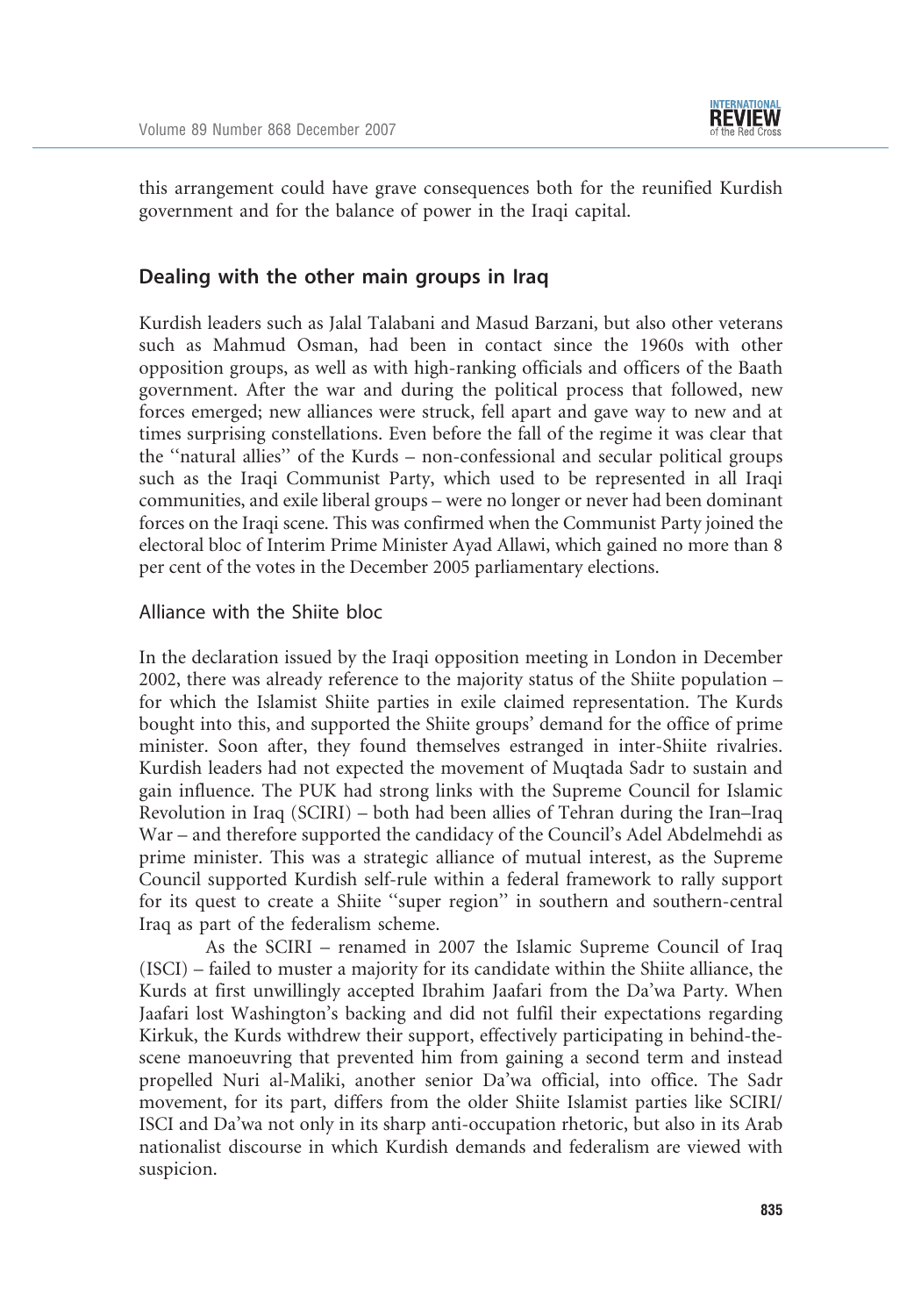this arrangement could have grave consequences both for the reunified Kurdish government and for the balance of power in the Iraqi capital.

## Dealing with the other main groups in Iraq

Kurdish leaders such as Jalal Talabani and Masud Barzani, but also other veterans such as Mahmud Osman, had been in contact since the 1960s with other opposition groups, as well as with high-ranking officials and officers of the Baath government. After the war and during the political process that followed, new forces emerged; new alliances were struck, fell apart and gave way to new and at times surprising constellations. Even before the fall of the regime it was clear that the ''natural allies'' of the Kurds – non-confessional and secular political groups such as the Iraqi Communist Party, which used to be represented in all Iraqi communities, and exile liberal groups – were no longer or never had been dominant forces on the Iraqi scene. This was confirmed when the Communist Party joined the electoral bloc of Interim Prime Minister Ayad Allawi, which gained no more than 8 per cent of the votes in the December 2005 parliamentary elections.

### Alliance with the Shiite bloc

In the declaration issued by the Iraqi opposition meeting in London in December 2002, there was already reference to the majority status of the Shiite population – for which the Islamist Shiite parties in exile claimed representation. The Kurds bought into this, and supported the Shiite groups' demand for the office of prime minister. Soon after, they found themselves estranged in inter-Shiite rivalries. Kurdish leaders had not expected the movement of Muqtada Sadr to sustain and gain influence. The PUK had strong links with the Supreme Council for Islamic Revolution in Iraq (SCIRI) – both had been allies of Tehran during the Iran–Iraq War – and therefore supported the candidacy of the Council's Adel Abdelmehdi as prime minister. This was a strategic alliance of mutual interest, as the Supreme Council supported Kurdish self-rule within a federal framework to rally support for its quest to create a Shiite ''super region'' in southern and southern-central Iraq as part of the federalism scheme.

As the SCIRI – renamed in 2007 the Islamic Supreme Council of Iraq (ISCI) – failed to muster a majority for its candidate within the Shiite alliance, the Kurds at first unwillingly accepted Ibrahim Jaafari from the Da'wa Party. When Jaafari lost Washington's backing and did not fulfil their expectations regarding Kirkuk, the Kurds withdrew their support, effectively participating in behind-the-scene manoeuvring that prevented him from gaining a second term and instead propelled Nuri al-Maliki, another senior Da'wa official, into office. The Sadr movement, for its part, differs from the older Shiite Islamist parties like SCIRI/ISCI and Da'wa not only in its sharp anti-occupation rhetoric, but also in its Arab nationalist discourse in which Kurdish demands and federalism are viewed with suspicion.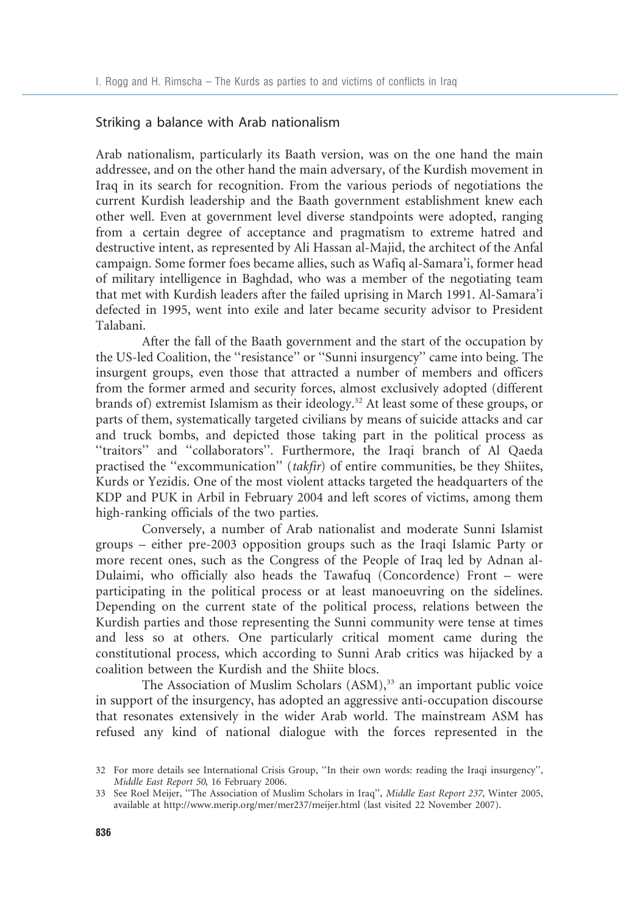## Striking a balance with Arab nationalism

Arab nationalism, particularly its Baath version, was on the one hand the main addressee, and on the other hand the main adversary, of the Kurdish movement in Iraq in its search for recognition. From the various periods of negotiations the current Kurdish leadership and the Baath government establishment knew each other well. Even at government level diverse standpoints were adopted, ranging from a certain degree of acceptance and pragmatism to extreme hatred and destructive intent, as represented by Ali Hassan al-Majid, the architect of the Anfal campaign. Some former foes became allies, such as Wafiq al-Samara'i, former head of military intelligence in Baghdad, who was a member of the negotiating team that met with Kurdish leaders after the failed uprising in March 1991. Al-Samara'i defected in 1995, went into exile and later became security advisor to President Talabani.

After the fall of the Baath government and the start of the occupation by the US-led Coalition, the ''resistance'' or ''Sunni insurgency'' came into being. The insurgent groups, even those that attracted a number of members and officers from the former armed and security forces, almost exclusively adopted (different brands of) extremist Islamism as their ideology.[32] At least some of these groups, or parts of them, systematically targeted civilians by means of suicide attacks and car and truck bombs, and depicted those taking part in the political process as ''traitors'' and ''collaborators''. Furthermore, the Iraqi branch of Al Qaeda practised the ''excommunication'' (*takfir*) of entire communities, be they Shiites, Kurds or Yezidis. One of the most violent attacks targeted the headquarters of the KDP and PUK in Arbil in February 2004 and left scores of victims, among them high-ranking officials of the two parties.

Conversely, a number of Arab nationalist and moderate Sunni Islamist groups – either pre-2003 opposition groups such as the Iraqi Islamic Party or more recent ones, such as the Congress of the People of Iraq led by Adnan al-Dulaimi, who officially also heads the Tawafuq (Concordence) Front – were participating in the political process or at least manoeuvring on the sidelines. Depending on the current state of the political process, relations between the Kurdish parties and those representing the Sunni community were tense at times and less so at others. One particularly critical moment came during the constitutional process, which according to Sunni Arab critics was hijacked by a coalition between the Kurdish and the Shiite blocs.

The Association of Muslim Scholars (ASM),[33] an important public voice in support of the insurgency, has adopted an aggressive anti-occupation discourse that resonates extensively in the wider Arab world. The mainstream ASM has refused any kind of national dialogue with the forces represented in the

32 For more details see International Crisis Group, ''In their own words: reading the Iraqi insurgency'', *Middle East Report 50*, 16 February 2006.

33 See Roel Meijer, ''The Association of Muslim Scholars in Iraq'', *Middle East Report 237*, Winter 2005, available at http://www.merip.org/mer/mer237/meijer.html (last visited 22 November 2007).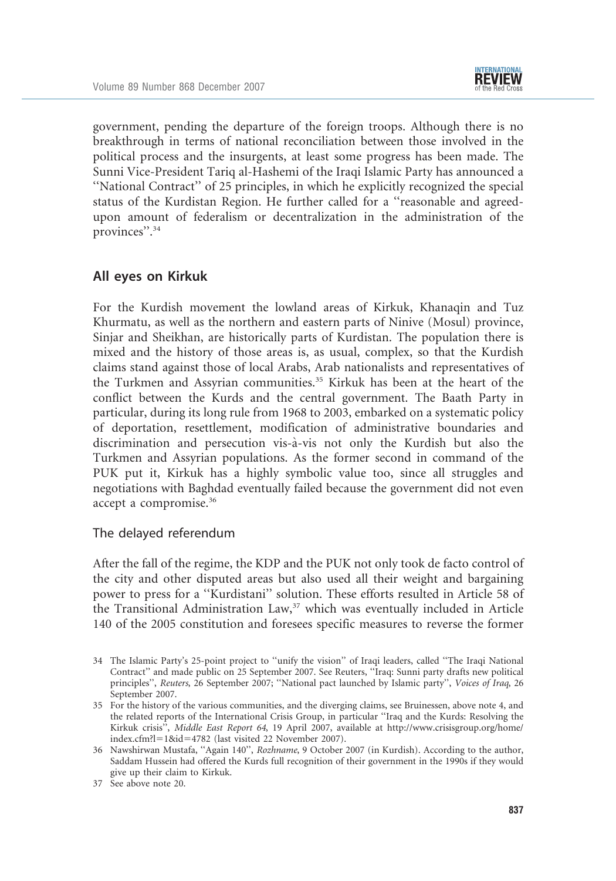government, pending the departure of the foreign troops. Although there is no breakthrough in terms of national reconciliation between those involved in the political process and the insurgents, at least some progress has been made. The Sunni Vice-President Tariq al-Hashemi of the Iraqi Islamic Party has announced a "National Contract" of 25 principles, in which he explicitly recognized the special status of the Kurdistan Region. He further called for a "reasonable and agreed-upon amount of federalism or decentralization in the administration of the provinces".[34]

## All eyes on Kirkuk

For the Kurdish movement the lowland areas of Kirkuk, Khanaqin and Tuz Khurmatu, as well as the northern and eastern parts of Ninive (Mosul) province, Sinjar and Sheikhan, are historically parts of Kurdistan. The population there is mixed and the history of those areas is, as usual, complex, so that the Kurdish claims stand against those of local Arabs, Arab nationalists and representatives of the Turkmen and Assyrian communities.[35] Kirkuk has been at the heart of the conflict between the Kurds and the central government. The Baath Party in particular, during its long rule from 1968 to 2003, embarked on a systematic policy of deportation, resettlement, modification of administrative boundaries and discrimination and persecution vis-à-vis not only the Kurdish but also the Turkmen and Assyrian populations. As the former second in command of the PUK put it, Kirkuk has a highly symbolic value too, since all struggles and negotiations with Baghdad eventually failed because the government did not even accept a compromise.[36]

### The delayed referendum

After the fall of the regime, the KDP and the PUK not only took de facto control of the city and other disputed areas but also used all their weight and bargaining power to press for a "Kurdistani" solution. These efforts resulted in Article 58 of the Transitional Administration Law,[37] which was eventually included in Article 140 of the 2005 constitution and foresees specific measures to reverse the former

34 The Islamic Party's 25-point project to "unify the vision" of Iraqi leaders, called "The Iraqi National Contract" and made public on 25 September 2007. See Reuters, "Iraq: Sunni party drafts new political principles", *Reuters*, 26 September 2007; "National pact launched by Islamic party", *Voices of Iraq*, 26 September 2007.

35 For the history of the various communities, and the diverging claims, see Bruinessen, above note 4, and the related reports of the International Crisis Group, in particular "Iraq and the Kurds: Resolving the Kirkuk crisis", *Middle East Report 64*, 19 April 2007, available at http://www.crisisgroup.org/home/index.cfm?l=1&id=4782 (last visited 22 November 2007).

36 Nawshirwan Mustafa, "Again 140", *Rozhname*, 9 October 2007 (in Kurdish). According to the author, Saddam Hussein had offered the Kurds full recognition of their government in the 1990s if they would give up their claim to Kirkuk.

37 See above note 20.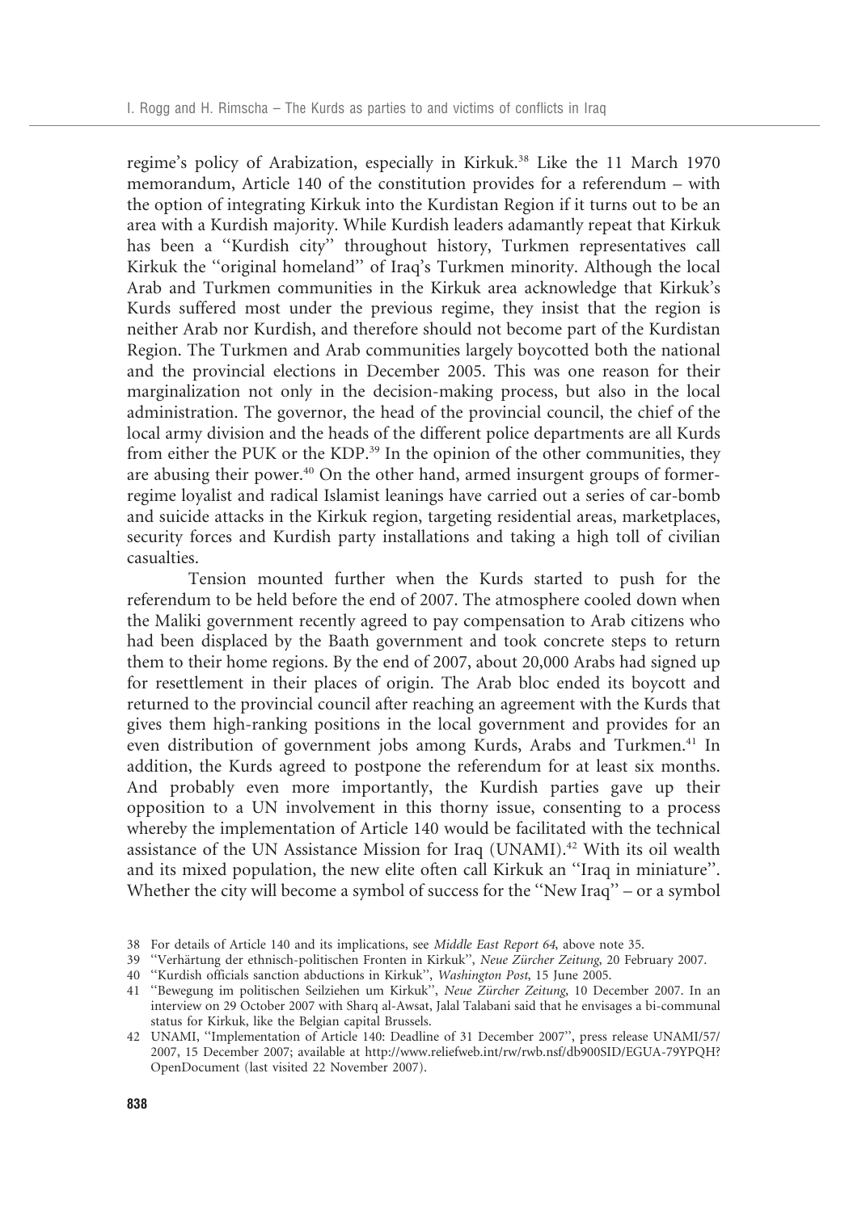regime's policy of Arabization, especially in Kirkuk.[38] Like the 11 March 1970 memorandum, Article 140 of the constitution provides for a referendum – with the option of integrating Kirkuk into the Kurdistan Region if it turns out to be an area with a Kurdish majority. While Kurdish leaders adamantly repeat that Kirkuk has been a ''Kurdish city'' throughout history, Turkmen representatives call Kirkuk the ''original homeland'' of Iraq's Turkmen minority. Although the local Arab and Turkmen communities in the Kirkuk area acknowledge that Kirkuk's Kurds suffered most under the previous regime, they insist that the region is neither Arab nor Kurdish, and therefore should not become part of the Kurdistan Region. The Turkmen and Arab communities largely boycotted both the national and the provincial elections in December 2005. This was one reason for their marginalization not only in the decision-making process, but also in the local administration. The governor, the head of the provincial council, the chief of the local army division and the heads of the different police departments are all Kurds from either the PUK or the KDP.[39] In the opinion of the other communities, they are abusing their power.[40] On the other hand, armed insurgent groups of former-regime loyalist and radical Islamist leanings have carried out a series of car-bomb and suicide attacks in the Kirkuk region, targeting residential areas, marketplaces, security forces and Kurdish party installations and taking a high toll of civilian casualties.

Tension mounted further when the Kurds started to push for the referendum to be held before the end of 2007. The atmosphere cooled down when the Maliki government recently agreed to pay compensation to Arab citizens who had been displaced by the Baath government and took concrete steps to return them to their home regions. By the end of 2007, about 20,000 Arabs had signed up for resettlement in their places of origin. The Arab bloc ended its boycott and returned to the provincial council after reaching an agreement with the Kurds that gives them high-ranking positions in the local government and provides for an even distribution of government jobs among Kurds, Arabs and Turkmen.[41] In addition, the Kurds agreed to postpone the referendum for at least six months. And probably even more importantly, the Kurdish parties gave up their opposition to a UN involvement in this thorny issue, consenting to a process whereby the implementation of Article 140 would be facilitated with the technical assistance of the UN Assistance Mission for Iraq (UNAMI).[42] With its oil wealth and its mixed population, the new elite often call Kirkuk an ''Iraq in miniature''. Whether the city will become a symbol of success for the ''New Iraq'' – or a symbol

38 For details of Article 140 and its implications, see *Middle East Report 64*, above note 35.

39 ''Verhärtung der ethnisch-politischen Fronten in Kirkuk'', *Neue Zürcher Zeitung*, 20 February 2007.

40 ''Kurdish officials sanction abductions in Kirkuk'', *Washington Post*, 15 June 2005.

41 ''Bewegung im politischen Seilziehen um Kirkuk'', *Neue Zürcher Zeitung*, 10 December 2007. In an interview on 29 October 2007 with Sharq al-Awsat, Jalal Talabani said that he envisages a bi-communal status for Kirkuk, like the Belgian capital Brussels.

42 UNAMI, ''Implementation of Article 140: Deadline of 31 December 2007'', press release UNAMI/57/2007, 15 December 2007; available at http://www.reliefweb.int/rw/rwb.nsf/db900SID/EGUA-79YPQH?OpenDocument (last visited 22 November 2007).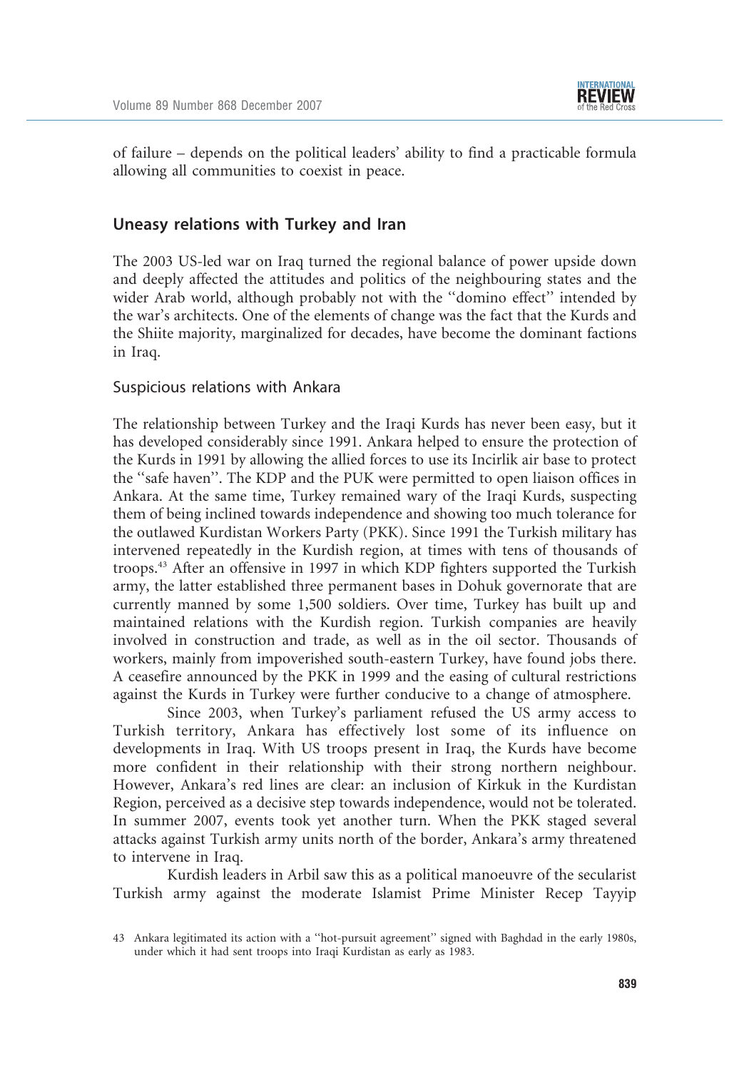of failure – depends on the political leaders' ability to find a practicable formula allowing all communities to coexist in peace.

## Uneasy relations with Turkey and Iran

The 2003 US-led war on Iraq turned the regional balance of power upside down and deeply affected the attitudes and politics of the neighbouring states and the wider Arab world, although probably not with the ''domino effect'' intended by the war's architects. One of the elements of change was the fact that the Kurds and the Shiite majority, marginalized for decades, have become the dominant factions in Iraq.

### Suspicious relations with Ankara

The relationship between Turkey and the Iraqi Kurds has never been easy, but it has developed considerably since 1991. Ankara helped to ensure the protection of the Kurds in 1991 by allowing the allied forces to use its Incirlik air base to protect the ''safe haven''. The KDP and the PUK were permitted to open liaison offices in Ankara. At the same time, Turkey remained wary of the Iraqi Kurds, suspecting them of being inclined towards independence and showing too much tolerance for the outlawed Kurdistan Workers Party (PKK). Since 1991 the Turkish military has intervened repeatedly in the Kurdish region, at times with tens of thousands of troops.[43] After an offensive in 1997 in which KDP fighters supported the Turkish army, the latter established three permanent bases in Dohuk governorate that are currently manned by some 1,500 soldiers. Over time, Turkey has built up and maintained relations with the Kurdish region. Turkish companies are heavily involved in construction and trade, as well as in the oil sector. Thousands of workers, mainly from impoverished south-eastern Turkey, have found jobs there. A ceasefire announced by the PKK in 1999 and the easing of cultural restrictions against the Kurds in Turkey were further conducive to a change of atmosphere.

Since 2003, when Turkey's parliament refused the US army access to Turkish territory, Ankara has effectively lost some of its influence on developments in Iraq. With US troops present in Iraq, the Kurds have become more confident in their relationship with their strong northern neighbour. However, Ankara's red lines are clear: an inclusion of Kirkuk in the Kurdistan Region, perceived as a decisive step towards independence, would not be tolerated. In summer 2007, events took yet another turn. When the PKK staged several attacks against Turkish army units north of the border, Ankara's army threatened to intervene in Iraq.

Kurdish leaders in Arbil saw this as a political manoeuvre of the secularist Turkish army against the moderate Islamist Prime Minister Recep Tayyip

43 Ankara legitimated its action with a ''hot-pursuit agreement'' signed with Baghdad in the early 1980s, under which it had sent troops into Iraqi Kurdistan as early as 1983.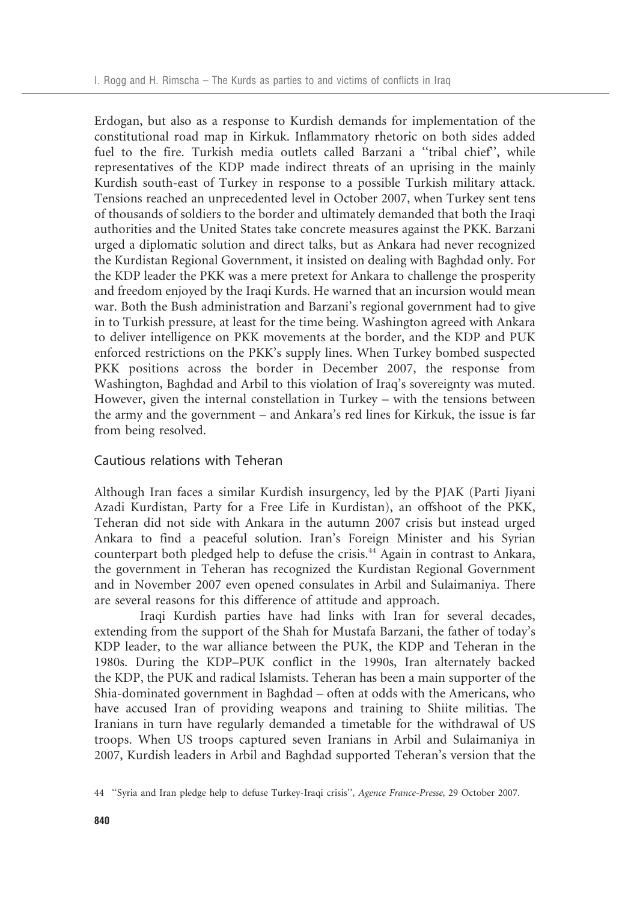Erdogan, but also as a response to Kurdish demands for implementation of the constitutional road map in Kirkuk. Inflammatory rhetoric on both sides added fuel to the fire. Turkish media outlets called Barzani a ''tribal chief'', while representatives of the KDP made indirect threats of an uprising in the mainly Kurdish south-east of Turkey in response to a possible Turkish military attack. Tensions reached an unprecedented level in October 2007, when Turkey sent tens of thousands of soldiers to the border and ultimately demanded that both the Iraqi authorities and the United States take concrete measures against the PKK. Barzani urged a diplomatic solution and direct talks, but as Ankara had never recognized the Kurdistan Regional Government, it insisted on dealing with Baghdad only. For the KDP leader the PKK was a mere pretext for Ankara to challenge the prosperity and freedom enjoyed by the Iraqi Kurds. He warned that an incursion would mean war. Both the Bush administration and Barzani's regional government had to give in to Turkish pressure, at least for the time being. Washington agreed with Ankara to deliver intelligence on PKK movements at the border, and the KDP and PUK enforced restrictions on the PKK's supply lines. When Turkey bombed suspected PKK positions across the border in December 2007, the response from Washington, Baghdad and Arbil to this violation of Iraq's sovereignty was muted. However, given the internal constellation in Turkey – with the tensions between the army and the government – and Ankara's red lines for Kirkuk, the issue is far from being resolved.

## Cautious relations with Teheran

Although Iran faces a similar Kurdish insurgency, led by the PJAK (Parti Jiyani Azadi Kurdistan, Party for a Free Life in Kurdistan), an offshoot of the PKK, Teheran did not side with Ankara in the autumn 2007 crisis but instead urged Ankara to find a peaceful solution. Iran's Foreign Minister and his Syrian counterpart both pledged help to defuse the crisis.[44] Again in contrast to Ankara, the government in Teheran has recognized the Kurdistan Regional Government and in November 2007 even opened consulates in Arbil and Sulaimaniya. There are several reasons for this difference of attitude and approach.

Iraqi Kurdish parties have had links with Iran for several decades, extending from the support of the Shah for Mustafa Barzani, the father of today's KDP leader, to the war alliance between the PUK, the KDP and Teheran in the 1980s. During the KDP–PUK conflict in the 1990s, Iran alternately backed the KDP, the PUK and radical Islamists. Teheran has been a main supporter of the Shia-dominated government in Baghdad – often at odds with the Americans, who have accused Iran of providing weapons and training to Shiite militias. The Iranians in turn have regularly demanded a timetable for the withdrawal of US troops. When US troops captured seven Iranians in Arbil and Sulaimaniya in 2007, Kurdish leaders in Arbil and Baghdad supported Teheran's version that the

44 ''Syria and Iran pledge help to defuse Turkey-Iraqi crisis'', *Agence France-Presse*, 29 October 2007.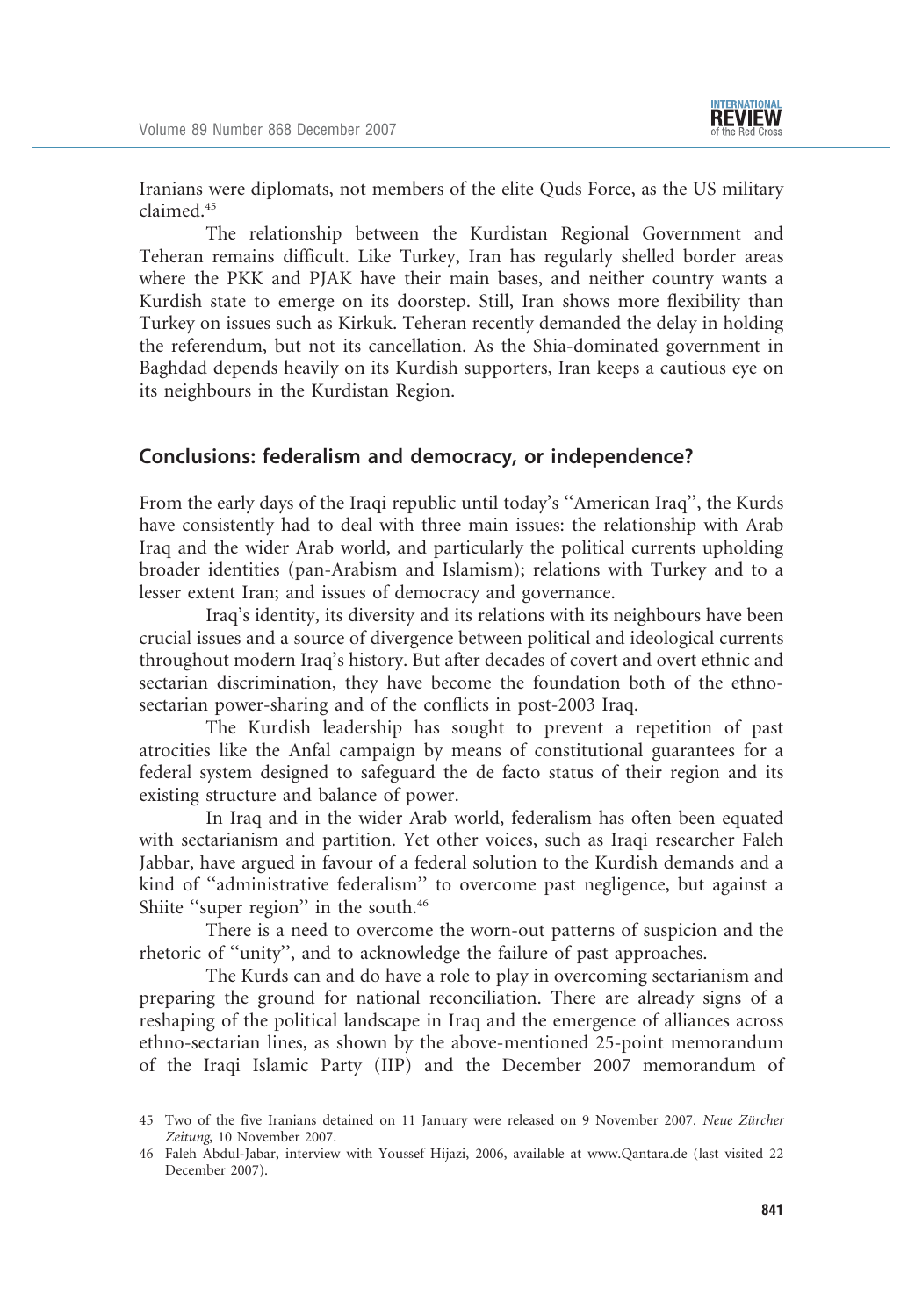Iranians were diplomats, not members of the elite Quds Force, as the US military claimed.[45]

The relationship between the Kurdistan Regional Government and Teheran remains difficult. Like Turkey, Iran has regularly shelled border areas where the PKK and PJAK have their main bases, and neither country wants a Kurdish state to emerge on its doorstep. Still, Iran shows more flexibility than Turkey on issues such as Kirkuk. Teheran recently demanded the delay in holding the referendum, but not its cancellation. As the Shia-dominated government in Baghdad depends heavily on its Kurdish supporters, Iran keeps a cautious eye on its neighbours in the Kurdistan Region.

## Conclusions: federalism and democracy, or independence?

From the early days of the Iraqi republic until today's ''American Iraq'', the Kurds have consistently had to deal with three main issues: the relationship with Arab Iraq and the wider Arab world, and particularly the political currents upholding broader identities (pan-Arabism and Islamism); relations with Turkey and to a lesser extent Iran; and issues of democracy and governance.

Iraq's identity, its diversity and its relations with its neighbours have been crucial issues and a source of divergence between political and ideological currents throughout modern Iraq's history. But after decades of covert and overt ethnic and sectarian discrimination, they have become the foundation both of the ethno-sectarian power-sharing and of the conflicts in post-2003 Iraq.

The Kurdish leadership has sought to prevent a repetition of past atrocities like the Anfal campaign by means of constitutional guarantees for a federal system designed to safeguard the de facto status of their region and its existing structure and balance of power.

In Iraq and in the wider Arab world, federalism has often been equated with sectarianism and partition. Yet other voices, such as Iraqi researcher Faleh Jabbar, have argued in favour of a federal solution to the Kurdish demands and a kind of ''administrative federalism'' to overcome past negligence, but against a Shiite ''super region'' in the south.[46]

There is a need to overcome the worn-out patterns of suspicion and the rhetoric of ''unity'', and to acknowledge the failure of past approaches.

The Kurds can and do have a role to play in overcoming sectarianism and preparing the ground for national reconciliation. There are already signs of a reshaping of the political landscape in Iraq and the emergence of alliances across ethno-sectarian lines, as shown by the above-mentioned 25-point memorandum of the Iraqi Islamic Party (IIP) and the December 2007 memorandum of

---

45 Two of the five Iranians detained on 11 January were released on 9 November 2007. *Neue Zürcher Zeitung*, 10 November 2007.

46 Faleh Abdul-Jabar, interview with Youssef Hijazi, 2006, available at www.Qantara.de (last visited 22 December 2007).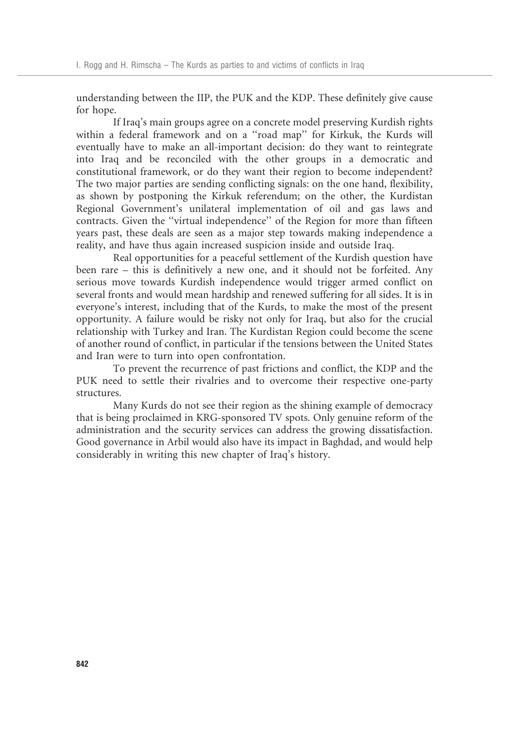understanding between the IIP, the PUK and the KDP. These definitely give cause for hope.

If Iraq's main groups agree on a concrete model preserving Kurdish rights within a federal framework and on a ''road map'' for Kirkuk, the Kurds will eventually have to make an all-important decision: do they want to reintegrate into Iraq and be reconciled with the other groups in a democratic and constitutional framework, or do they want their region to become independent? The two major parties are sending conflicting signals: on the one hand, flexibility, as shown by postponing the Kirkuk referendum; on the other, the Kurdistan Regional Government's unilateral implementation of oil and gas laws and contracts. Given the ''virtual independence'' of the Region for more than fifteen years past, these deals are seen as a major step towards making independence a reality, and have thus again increased suspicion inside and outside Iraq.

Real opportunities for a peaceful settlement of the Kurdish question have been rare – this is definitively a new one, and it should not be forfeited. Any serious move towards Kurdish independence would trigger armed conflict on several fronts and would mean hardship and renewed suffering for all sides. It is in everyone's interest, including that of the Kurds, to make the most of the present opportunity. A failure would be risky not only for Iraq, but also for the crucial relationship with Turkey and Iran. The Kurdistan Region could become the scene of another round of conflict, in particular if the tensions between the United States and Iran were to turn into open confrontation.

To prevent the recurrence of past frictions and conflict, the KDP and the PUK need to settle their rivalries and to overcome their respective one-party structures.

Many Kurds do not see their region as the shining example of democracy that is being proclaimed in KRG-sponsored TV spots. Only genuine reform of the administration and the security services can address the growing dissatisfaction. Good governance in Arbil would also have its impact in Baghdad, and would help considerably in writing this new chapter of Iraq's history.